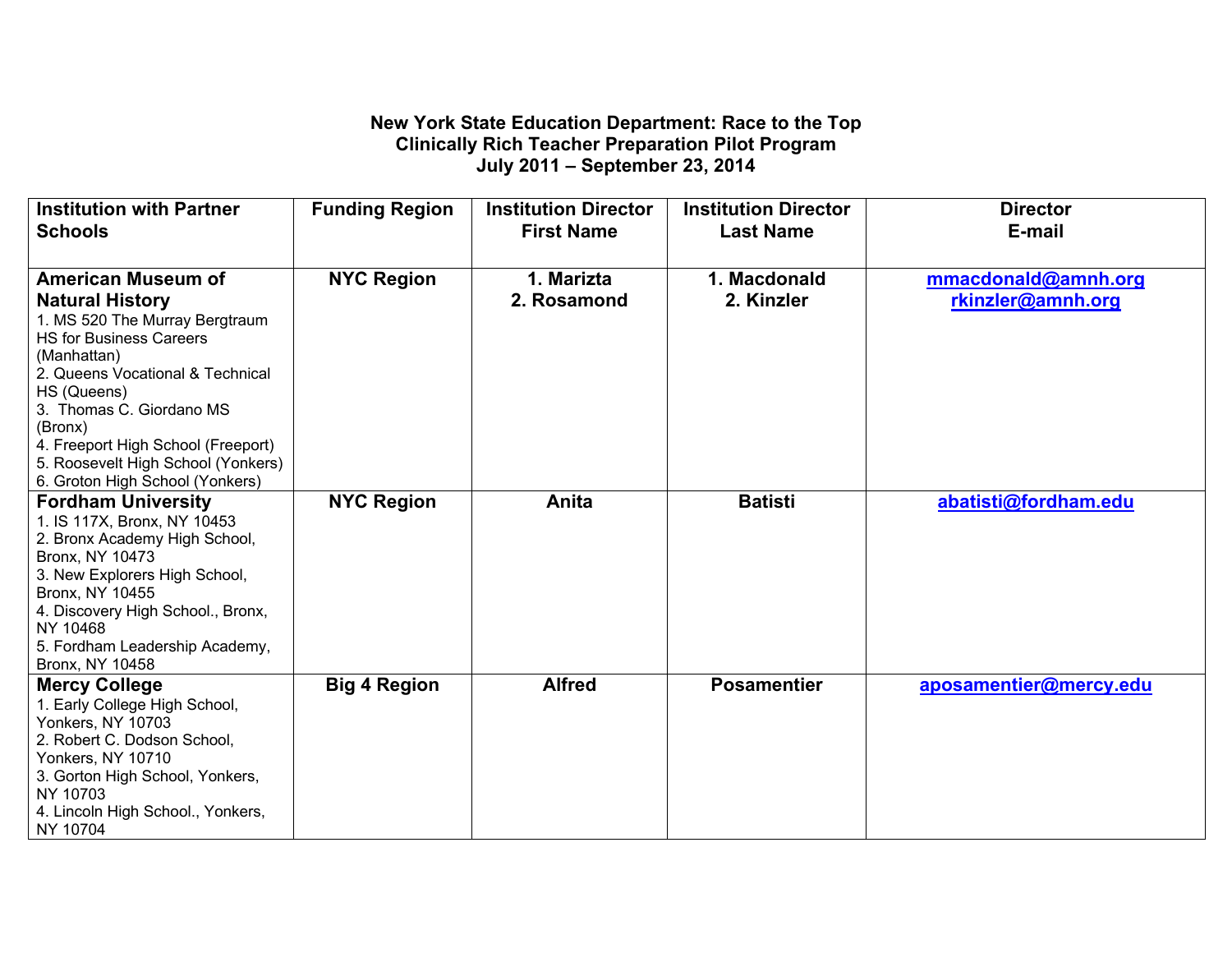**New York State Education Department: Race to the Top**
**Clinically Rich Teacher Preparation Pilot Program**
**July 2011 – September 23, 2014**

| Institution with Partner Schools | Funding Region | Institution Director First Name | Institution Director Last Name | Director E-mail |
|---|---|---|---|---|
| **American Museum of Natural History**<br>1. MS 520 The Murray Bergtraum HS for Business Careers (Manhattan)<br>2. Queens Vocational & Technical HS (Queens)<br>3. Thomas C. Giordano MS (Bronx)<br>4. Freeport High School (Freeport)<br>5. Roosevelt High School (Yonkers)<br>6. Groton High School (Yonkers) | **NYC Region** | **1. Marizta**<br>**2. Rosamond** | **1. Macdonald**<br>**2. Kinzler** | **mmacdonald@amnh.org**<br>**rkinzler@amnh.org** |
| **Fordham University**<br>1. IS 117X, Bronx, NY 10453<br>2. Bronx Academy High School, Bronx, NY 10473<br>3. New Explorers High School, Bronx, NY 10455<br>4. Discovery High School., Bronx, NY 10468<br>5. Fordham Leadership Academy, Bronx, NY 10458 | **NYC Region** | **Anita** | **Batisti** | **abatisti@fordham.edu** |
| **Mercy College**<br>1. Early College High School, Yonkers, NY 10703<br>2. Robert C. Dodson School, Yonkers, NY 10710<br>3. Gorton High School, Yonkers, NY 10703<br>4. Lincoln High School., Yonkers, NY 10704 | **Big 4 Region** | **Alfred** | **Posamentier** | **aposamentier@mercy.edu** |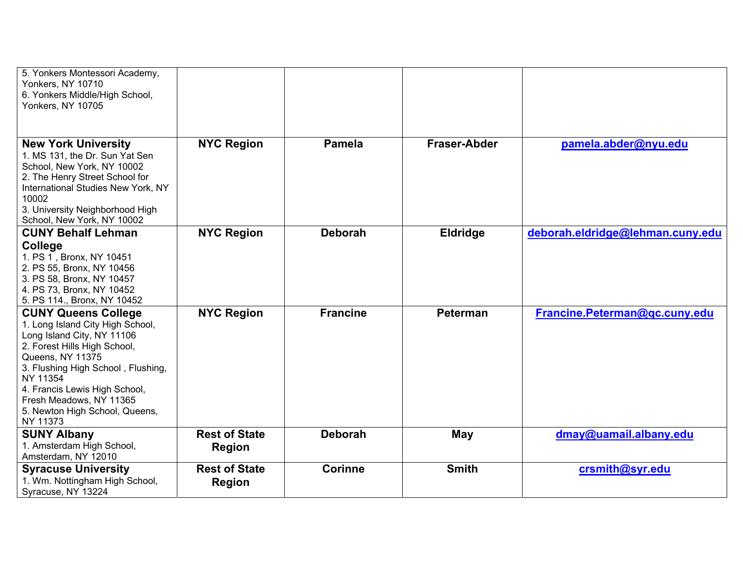| | | | | |
|---|---|---|---|---|
| 5. Yonkers Montessori Academy, Yonkers, NY 10710<br>6. Yonkers Middle/High School, Yonkers, NY 10705 | | | | |
| **New York University**<br>1. MS 131, the Dr. Sun Yat Sen School, New York, NY 10002<br>2. The Henry Street School for International Studies New York, NY 10002<br>3. University Neighborhood High School, New York, NY 10002 | **NYC Region** | **Pamela** | **Fraser-Abder** | **pamela.abder@nyu.edu** |
| **CUNY Behalf Lehman College**<br>1. PS 1 , Bronx, NY 10451<br>2. PS 55, Bronx, NY 10456<br>3. PS 58, Bronx, NY 10457<br>4. PS 73, Bronx, NY 10452<br>5. PS 114., Bronx, NY 10452 | **NYC Region** | **Deborah** | **Eldridge** | **deborah.eldridge@lehman.cuny.edu** |
| **CUNY Queens College**<br>1. Long Island City High School, Long Island City, NY 11106<br>2. Forest Hills High School, Queens, NY 11375<br>3. Flushing High School , Flushing, NY 11354<br>4. Francis Lewis High School, Fresh Meadows, NY 11365<br>5. Newton High School, Queens, NY 11373 | **NYC Region** | **Francine** | **Peterman** | **Francine.Peterman@qc.cuny.edu** |
| **SUNY Albany**<br>1. Amsterdam High School, Amsterdam, NY 12010 | **Rest of State Region** | **Deborah** | **May** | **dmay@uamail.albany.edu** |
| **Syracuse University**<br>1. Wm. Nottingham High School, Syracuse, NY 13224 | **Rest of State Region** | **Corinne** | **Smith** | **crsmith@syr.edu** |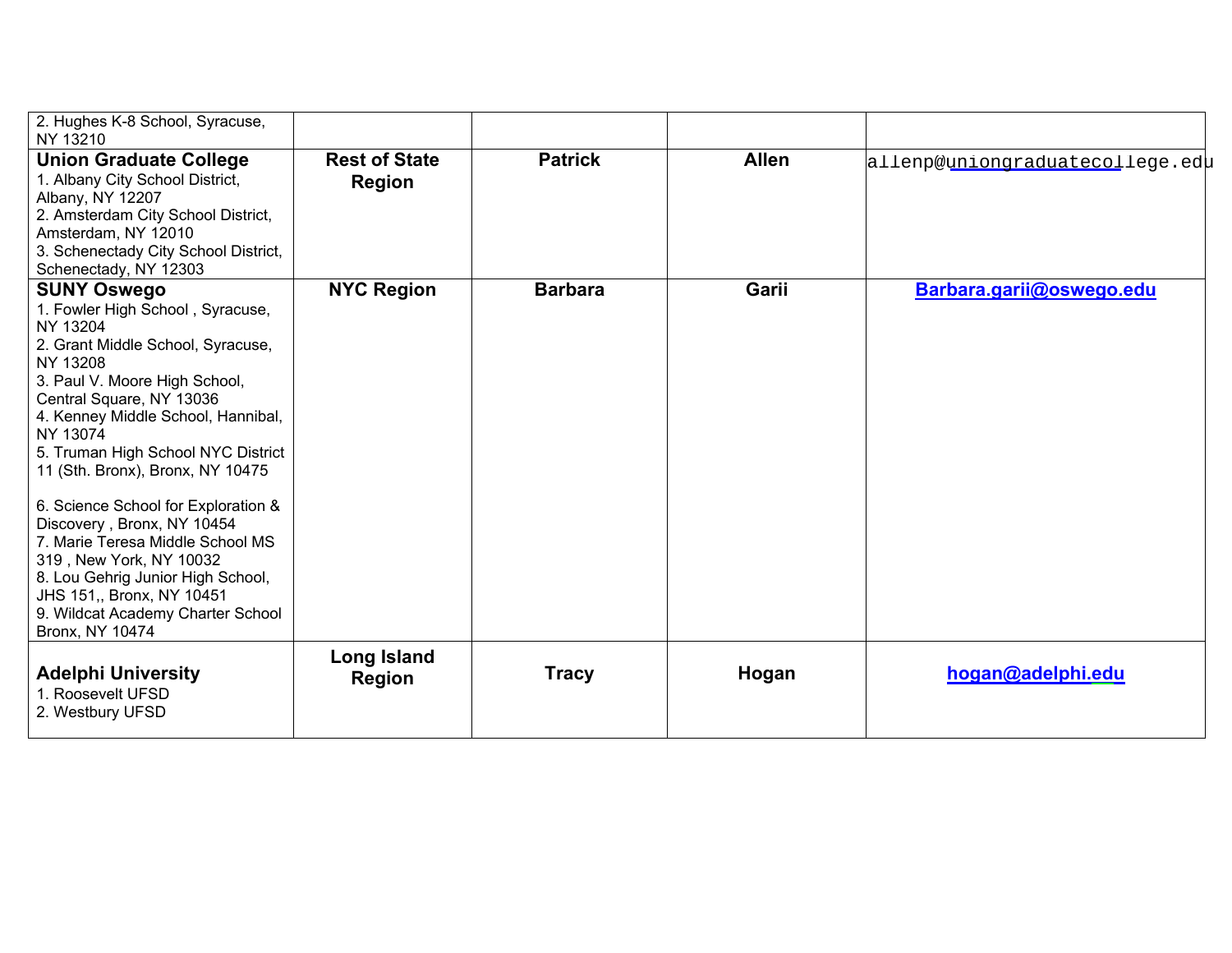| | | | | |
|---|---|---|---|---|
| 2. Hughes K-8 School, Syracuse, NY 13210 | | | | |
| **Union Graduate College**<br>1. Albany City School District, Albany, NY 12207<br>2. Amsterdam City School District, Amsterdam, NY 12010<br>3. Schenectady City School District, Schenectady, NY 12303 | **Rest of State Region** | **Patrick** | **Allen** | allenp@uniongraduatecollege.edu |
| **SUNY Oswego**<br>1. Fowler High School , Syracuse, NY 13204<br>2. Grant Middle School, Syracuse, NY 13208<br>3. Paul V. Moore High School, Central Square, NY 13036<br>4. Kenney Middle School, Hannibal, NY 13074<br>5. Truman High School NYC District 11 (Sth. Bronx), Bronx, NY 10475<br><br>6. Science School for Exploration & Discovery , Bronx, NY 10454<br>7. Marie Teresa Middle School MS 319 , New York, NY 10032<br>8. Lou Gehrig Junior High School, JHS 151,, Bronx, NY 10451<br>9. Wildcat Academy Charter School Bronx, NY 10474 | **NYC Region** | **Barbara** | **Garii** | **Barbara.garii@oswego.edu** |
| **Adelphi University**<br>1. Roosevelt UFSD<br>2. Westbury UFSD | **Long Island Region** | **Tracy** | **Hogan** | **hogan@adelphi.edu** |